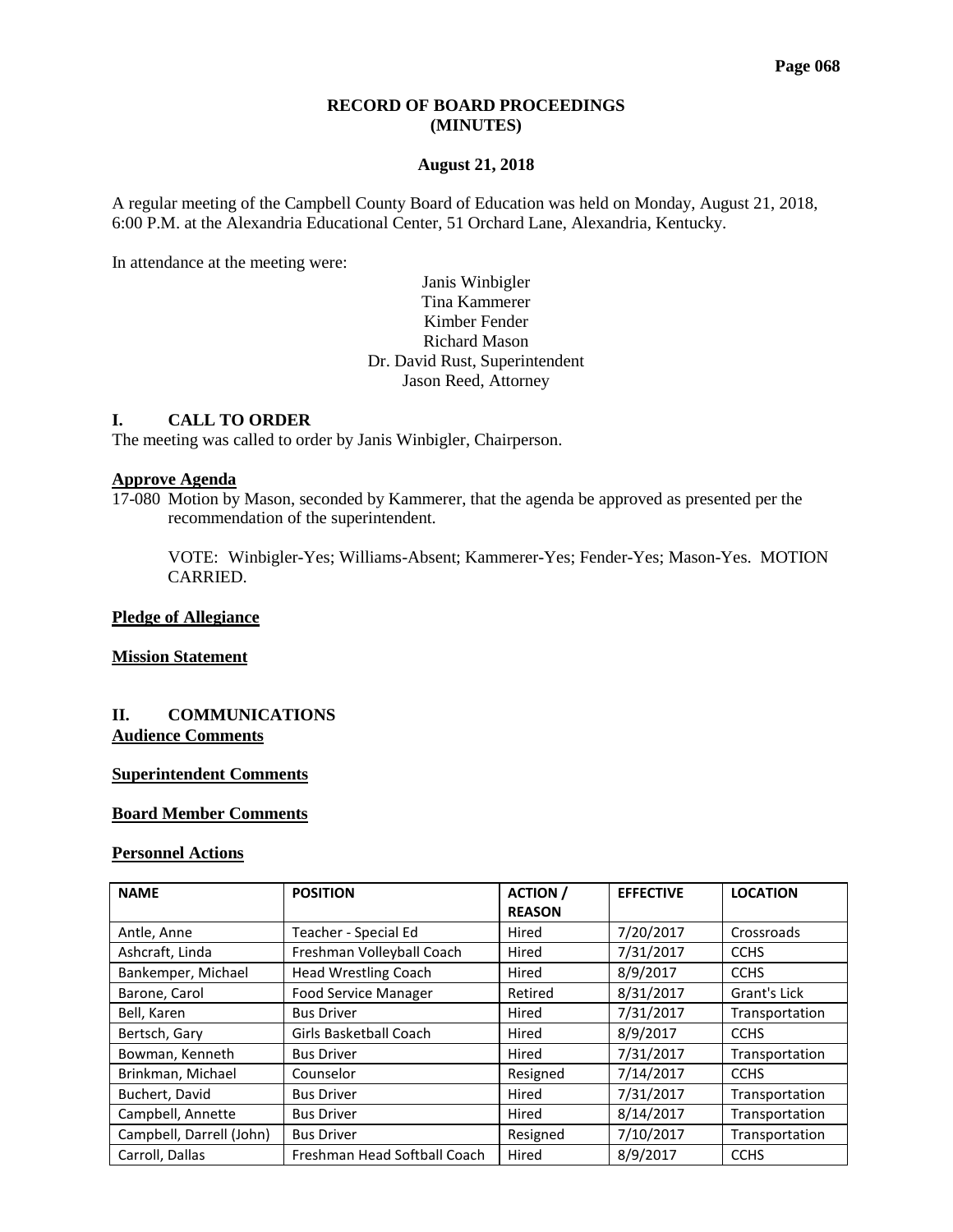# RECORD OF BOARD PROCEEDINGS (MINUTES)

## August 21, 2018

A regular meeting of the Campbell County Board of Education was held on Monday, August 21, 2018, 6:00 P.M. at the Alexandria Educational Center, 51 Orchard Lane, Alexandria, Kentucky.

In attendance at the meeting were:

Janis Winbigler
Tina Kammerer
Kimber Fender
Richard Mason
Dr. David Rust, Superintendent
Jason Reed, Attorney

## I. CALL TO ORDER

The meeting was called to order by Janis Winbigler, Chairperson.

**Approve Agenda**

17-080 Motion by Mason, seconded by Kammerer, that the agenda be approved as presented per the recommendation of the superintendent.

VOTE: Winbigler-Yes; Williams-Absent; Kammerer-Yes; Fender-Yes; Mason-Yes. MOTION CARRIED.

**Pledge of Allegiance**

**Mission Statement**

## II. COMMUNICATIONS

**Audience Comments**

**Superintendent Comments**

**Board Member Comments**

**Personnel Actions**

| NAME | POSITION | ACTION / REASON | EFFECTIVE | LOCATION |
|---|---|---|---|---|
| Antle, Anne | Teacher - Special Ed | Hired | 7/20/2017 | Crossroads |
| Ashcraft, Linda | Freshman Volleyball Coach | Hired | 7/31/2017 | CCHS |
| Bankemper, Michael | Head Wrestling Coach | Hired | 8/9/2017 | CCHS |
| Barone, Carol | Food Service Manager | Retired | 8/31/2017 | Grant's Lick |
| Bell, Karen | Bus Driver | Hired | 7/31/2017 | Transportation |
| Bertsch, Gary | Girls Basketball Coach | Hired | 8/9/2017 | CCHS |
| Bowman, Kenneth | Bus Driver | Hired | 7/31/2017 | Transportation |
| Brinkman, Michael | Counselor | Resigned | 7/14/2017 | CCHS |
| Buchert, David | Bus Driver | Hired | 7/31/2017 | Transportation |
| Campbell, Annette | Bus Driver | Hired | 8/14/2017 | Transportation |
| Campbell, Darrell (John) | Bus Driver | Resigned | 7/10/2017 | Transportation |
| Carroll, Dallas | Freshman Head Softball Coach | Hired | 8/9/2017 | CCHS |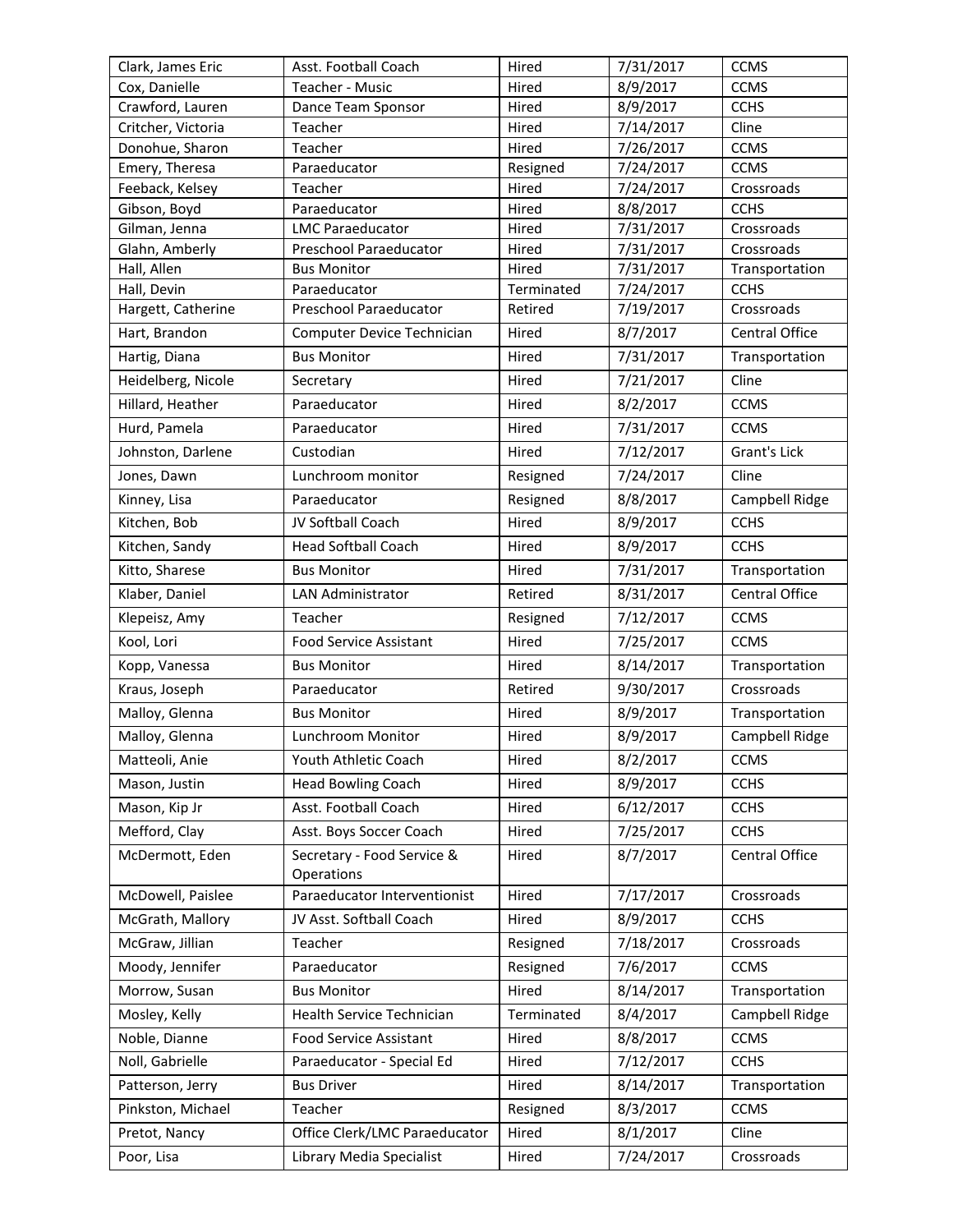| | | | | |
|---|---|---|---|---|
| Clark, James Eric | Asst. Football Coach | Hired | 7/31/2017 | CCMS |
| Cox, Danielle | Teacher - Music | Hired | 8/9/2017 | CCMS |
| Crawford, Lauren | Dance Team Sponsor | Hired | 8/9/2017 | CCHS |
| Critcher, Victoria | Teacher | Hired | 7/14/2017 | Cline |
| Donohue, Sharon | Teacher | Hired | 7/26/2017 | CCMS |
| Emery, Theresa | Paraeducator | Resigned | 7/24/2017 | CCMS |
| Feeback, Kelsey | Teacher | Hired | 7/24/2017 | Crossroads |
| Gibson, Boyd | Paraeducator | Hired | 8/8/2017 | CCHS |
| Gilman, Jenna | LMC Paraeducator | Hired | 7/31/2017 | Crossroads |
| Glahn, Amberly | Preschool Paraeducator | Hired | 7/31/2017 | Crossroads |
| Hall, Allen | Bus Monitor | Hired | 7/31/2017 | Transportation |
| Hall, Devin | Paraeducator | Terminated | 7/24/2017 | CCHS |
| Hargett, Catherine | Preschool Paraeducator | Retired | 7/19/2017 | Crossroads |
| Hart, Brandon | Computer Device Technician | Hired | 8/7/2017 | Central Office |
| Hartig, Diana | Bus Monitor | Hired | 7/31/2017 | Transportation |
| Heidelberg, Nicole | Secretary | Hired | 7/21/2017 | Cline |
| Hillard, Heather | Paraeducator | Hired | 8/2/2017 | CCMS |
| Hurd, Pamela | Paraeducator | Hired | 7/31/2017 | CCMS |
| Johnston, Darlene | Custodian | Hired | 7/12/2017 | Grant's Lick |
| Jones, Dawn | Lunchroom monitor | Resigned | 7/24/2017 | Cline |
| Kinney, Lisa | Paraeducator | Resigned | 8/8/2017 | Campbell Ridge |
| Kitchen, Bob | JV Softball Coach | Hired | 8/9/2017 | CCHS |
| Kitchen, Sandy | Head Softball Coach | Hired | 8/9/2017 | CCHS |
| Kitto, Sharese | Bus Monitor | Hired | 7/31/2017 | Transportation |
| Klaber, Daniel | LAN Administrator | Retired | 8/31/2017 | Central Office |
| Klepeisz, Amy | Teacher | Resigned | 7/12/2017 | CCMS |
| Kool, Lori | Food Service Assistant | Hired | 7/25/2017 | CCMS |
| Kopp, Vanessa | Bus Monitor | Hired | 8/14/2017 | Transportation |
| Kraus, Joseph | Paraeducator | Retired | 9/30/2017 | Crossroads |
| Malloy, Glenna | Bus Monitor | Hired | 8/9/2017 | Transportation |
| Malloy, Glenna | Lunchroom Monitor | Hired | 8/9/2017 | Campbell Ridge |
| Matteoli, Anie | Youth Athletic Coach | Hired | 8/2/2017 | CCMS |
| Mason, Justin | Head Bowling Coach | Hired | 8/9/2017 | CCHS |
| Mason, Kip Jr | Asst. Football Coach | Hired | 6/12/2017 | CCHS |
| Mefford, Clay | Asst. Boys Soccer Coach | Hired | 7/25/2017 | CCHS |
| McDermott, Eden | Secretary - Food Service & Operations | Hired | 8/7/2017 | Central Office |
| McDowell, Paislee | Paraeducator Interventionist | Hired | 7/17/2017 | Crossroads |
| McGrath, Mallory | JV Asst. Softball Coach | Hired | 8/9/2017 | CCHS |
| McGraw, Jillian | Teacher | Resigned | 7/18/2017 | Crossroads |
| Moody, Jennifer | Paraeducator | Resigned | 7/6/2017 | CCMS |
| Morrow, Susan | Bus Monitor | Hired | 8/14/2017 | Transportation |
| Mosley, Kelly | Health Service Technician | Terminated | 8/4/2017 | Campbell Ridge |
| Noble, Dianne | Food Service Assistant | Hired | 8/8/2017 | CCMS |
| Noll, Gabrielle | Paraeducator - Special Ed | Hired | 7/12/2017 | CCHS |
| Patterson, Jerry | Bus Driver | Hired | 8/14/2017 | Transportation |
| Pinkston, Michael | Teacher | Resigned | 8/3/2017 | CCMS |
| Pretot, Nancy | Office Clerk/LMC Paraeducator | Hired | 8/1/2017 | Cline |
| Poor, Lisa | Library Media Specialist | Hired | 7/24/2017 | Crossroads |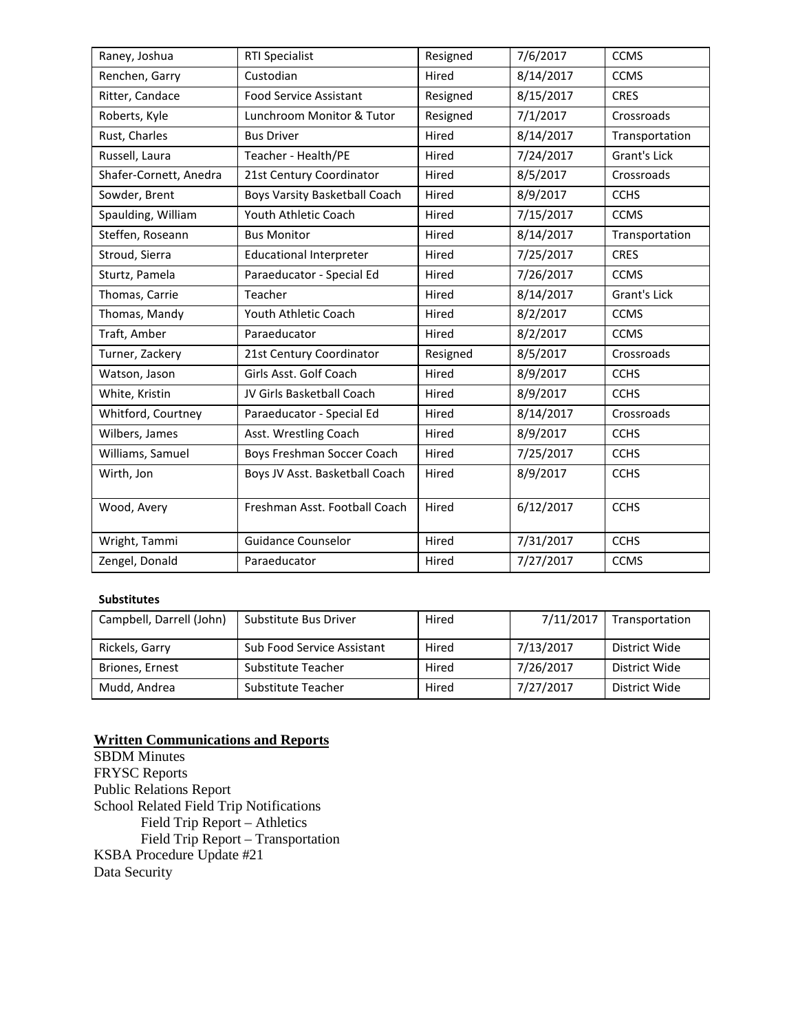| Raney, Joshua | RTI Specialist | Resigned | 7/6/2017 | CCMS |
|---|---|---|---|---|
| Renchen, Garry | Custodian | Hired | 8/14/2017 | CCMS |
| Ritter, Candace | Food Service Assistant | Resigned | 8/15/2017 | CRES |
| Roberts, Kyle | Lunchroom Monitor & Tutor | Resigned | 7/1/2017 | Crossroads |
| Rust, Charles | Bus Driver | Hired | 8/14/2017 | Transportation |
| Russell, Laura | Teacher - Health/PE | Hired | 7/24/2017 | Grant's Lick |
| Shafer-Cornett, Anedra | 21st Century Coordinator | Hired | 8/5/2017 | Crossroads |
| Sowder, Brent | Boys Varsity Basketball Coach | Hired | 8/9/2017 | CCHS |
| Spaulding, William | Youth Athletic Coach | Hired | 7/15/2017 | CCMS |
| Steffen, Roseann | Bus Monitor | Hired | 8/14/2017 | Transportation |
| Stroud, Sierra | Educational Interpreter | Hired | 7/25/2017 | CRES |
| Sturtz, Pamela | Paraeducator - Special Ed | Hired | 7/26/2017 | CCMS |
| Thomas, Carrie | Teacher | Hired | 8/14/2017 | Grant's Lick |
| Thomas, Mandy | Youth Athletic Coach | Hired | 8/2/2017 | CCMS |
| Traft, Amber | Paraeducator | Hired | 8/2/2017 | CCMS |
| Turner, Zackery | 21st Century Coordinator | Resigned | 8/5/2017 | Crossroads |
| Watson, Jason | Girls Asst. Golf Coach | Hired | 8/9/2017 | CCHS |
| White, Kristin | JV Girls Basketball Coach | Hired | 8/9/2017 | CCHS |
| Whitford, Courtney | Paraeducator - Special Ed | Hired | 8/14/2017 | Crossroads |
| Wilbers, James | Asst. Wrestling Coach | Hired | 8/9/2017 | CCHS |
| Williams, Samuel | Boys Freshman Soccer Coach | Hired | 7/25/2017 | CCHS |
| Wirth, Jon | Boys JV Asst. Basketball Coach | Hired | 8/9/2017 | CCHS |
| Wood, Avery | Freshman Asst. Football Coach | Hired | 6/12/2017 | CCHS |
| Wright, Tammi | Guidance Counselor | Hired | 7/31/2017 | CCHS |
| Zengel, Donald | Paraeducator | Hired | 7/27/2017 | CCMS |

**Substitutes**

| Campbell, Darrell (John) | Substitute Bus Driver | Hired | 7/11/2017 | Transportation |
|---|---|---|---|---|
| Rickels, Garry | Sub Food Service Assistant | Hired | 7/13/2017 | District Wide |
| Briones, Ernest | Substitute Teacher | Hired | 7/26/2017 | District Wide |
| Mudd, Andrea | Substitute Teacher | Hired | 7/27/2017 | District Wide |

**Written Communications and Reports**

SBDM Minutes
FRYSC Reports
Public Relations Report
School Related Field Trip Notifications
  Field Trip Report – Athletics
  Field Trip Report – Transportation
KSBA Procedure Update #21
Data Security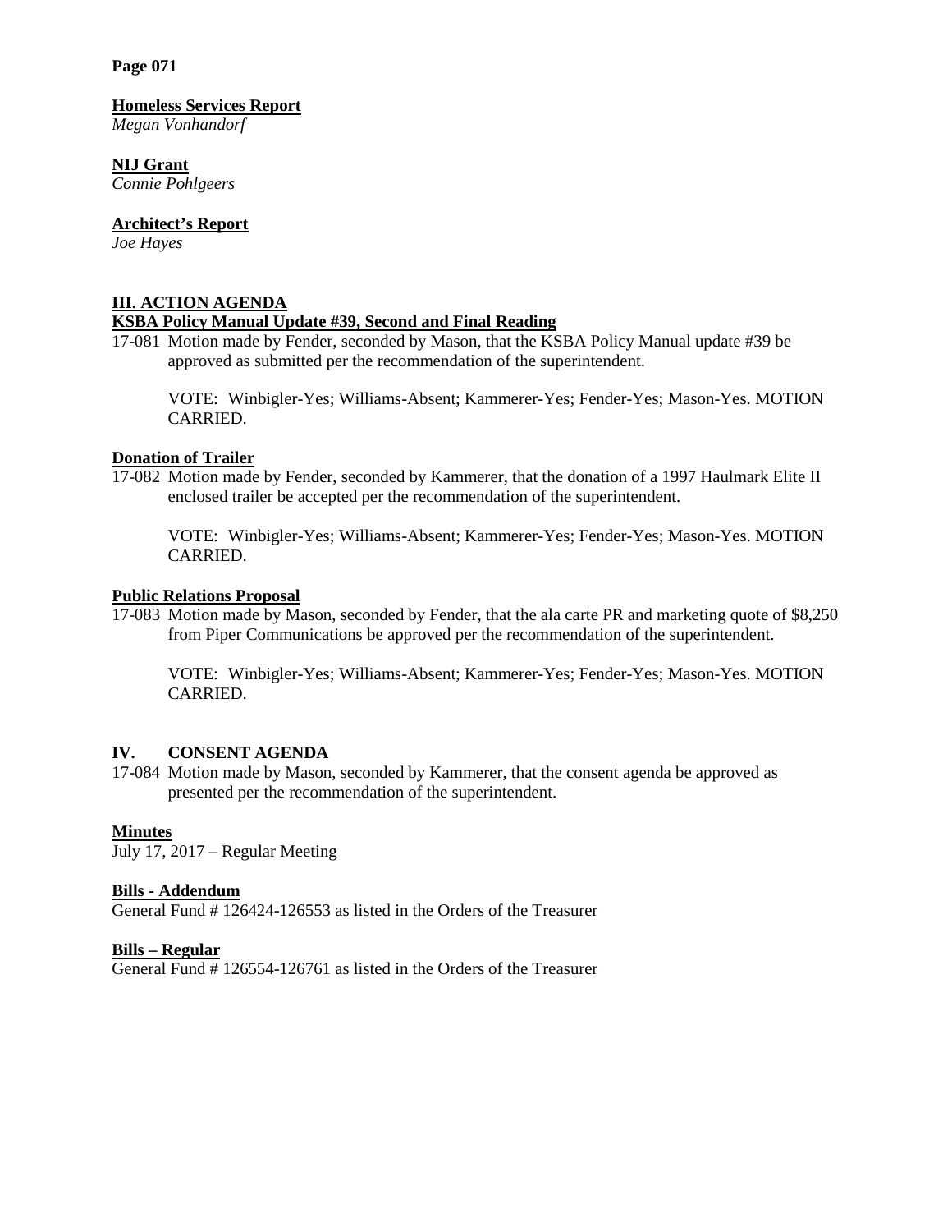**Homeless Services Report**
*Megan Vonhandorf*

**NIJ Grant**
*Connie Pohlgeers*

**Architect's Report**
*Joe Hayes*

## III. ACTION AGENDA

**KSBA Policy Manual Update #39, Second and Final Reading**

17-081 Motion made by Fender, seconded by Mason, that the KSBA Policy Manual update #39 be approved as submitted per the recommendation of the superintendent.

VOTE: Winbigler-Yes; Williams-Absent; Kammerer-Yes; Fender-Yes; Mason-Yes. MOTION CARRIED.

**Donation of Trailer**

17-082 Motion made by Fender, seconded by Kammerer, that the donation of a 1997 Haulmark Elite II enclosed trailer be accepted per the recommendation of the superintendent.

VOTE: Winbigler-Yes; Williams-Absent; Kammerer-Yes; Fender-Yes; Mason-Yes. MOTION CARRIED.

**Public Relations Proposal**

17-083 Motion made by Mason, seconded by Fender, that the ala carte PR and marketing quote of $8,250 from Piper Communications be approved per the recommendation of the superintendent.

VOTE: Winbigler-Yes; Williams-Absent; Kammerer-Yes; Fender-Yes; Mason-Yes. MOTION CARRIED.

## IV. CONSENT AGENDA

17-084 Motion made by Mason, seconded by Kammerer, that the consent agenda be approved as presented per the recommendation of the superintendent.

**Minutes**
July 17, 2017 – Regular Meeting

**Bills - Addendum**
General Fund # 126424-126553 as listed in the Orders of the Treasurer

**Bills – Regular**
General Fund # 126554-126761 as listed in the Orders of the Treasurer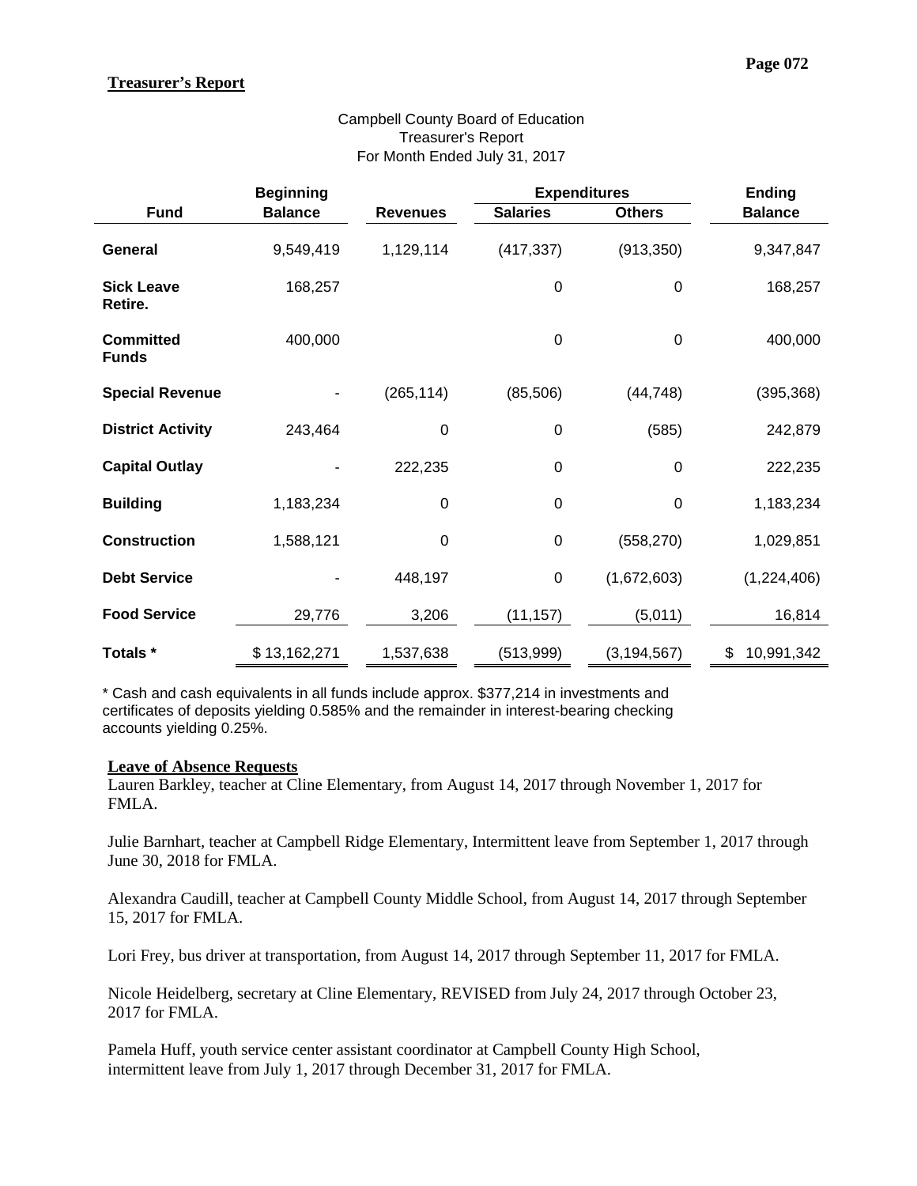## Treasurer's Report

Campbell County Board of Education
Treasurer's Report
For Month Ended July 31, 2017

| Fund | Beginning Balance | Revenues | Expenditures | | Ending Balance |
|---|---|---|---|---|---|
| | | | Salaries | Others | |
| General | 9,549,419 | 1,129,114 | (417,337) | (913,350) | 9,347,847 |
| Sick Leave Retire. | 168,257 | | 0 | 0 | 168,257 |
| Committed Funds | 400,000 | | 0 | 0 | 400,000 |
| Special Revenue | - | (265,114) | (85,506) | (44,748) | (395,368) |
| District Activity | 243,464 | 0 | 0 | (585) | 242,879 |
| Capital Outlay | - | 222,235 | 0 | 0 | 222,235 |
| Building | 1,183,234 | 0 | 0 | 0 | 1,183,234 |
| Construction | 1,588,121 | 0 | 0 | (558,270) | 1,029,851 |
| Debt Service | - | 448,197 | 0 | (1,672,603) | (1,224,406) |
| Food Service | 29,776 | 3,206 | (11,157) | (5,011) | 16,814 |
| Totals * | $ 13,162,271 | 1,537,638 | (513,999) | (3,194,567) | $ 10,991,342 |

\* Cash and cash equivalents in all funds include approx. $377,214 in investments and certificates of deposits yielding 0.585% and the remainder in interest-bearing checking accounts yielding 0.25%.

### Leave of Absence Requests

Lauren Barkley, teacher at Cline Elementary, from August 14, 2017 through November 1, 2017 for FMLA.

Julie Barnhart, teacher at Campbell Ridge Elementary, Intermittent leave from September 1, 2017 through June 30, 2018 for FMLA.

Alexandra Caudill, teacher at Campbell County Middle School, from August 14, 2017 through September 15, 2017 for FMLA.

Lori Frey, bus driver at transportation, from August 14, 2017 through September 11, 2017 for FMLA.

Nicole Heidelberg, secretary at Cline Elementary, REVISED from July 24, 2017 through October 23, 2017 for FMLA.

Pamela Huff, youth service center assistant coordinator at Campbell County High School, intermittent leave from July 1, 2017 through December 31, 2017 for FMLA.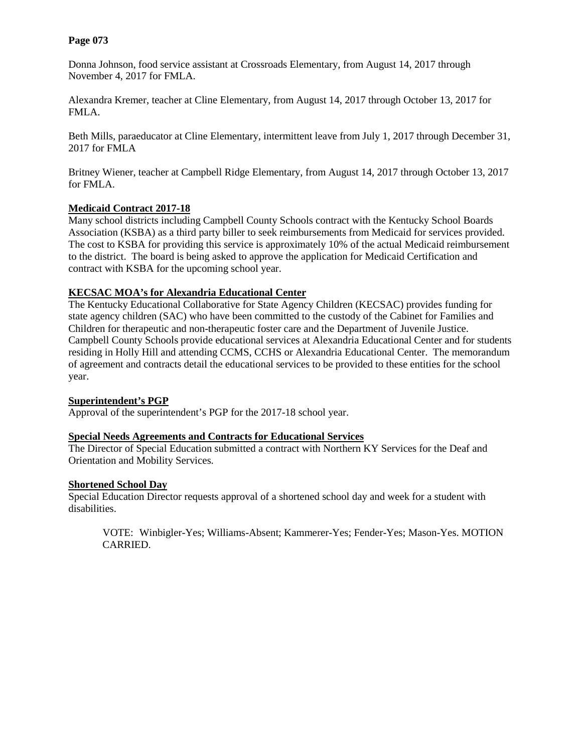**Page 073**

Donna Johnson, food service assistant at Crossroads Elementary, from August 14, 2017 through November 4, 2017 for FMLA.

Alexandra Kremer, teacher at Cline Elementary, from August 14, 2017 through October 13, 2017 for FMLA.

Beth Mills, paraeducator at Cline Elementary, intermittent leave from July 1, 2017 through December 31, 2017 for FMLA

Britney Wiener, teacher at Campbell Ridge Elementary, from August 14, 2017 through October 13, 2017 for FMLA.

**Medicaid Contract 2017-18**

Many school districts including Campbell County Schools contract with the Kentucky School Boards Association (KSBA) as a third party biller to seek reimbursements from Medicaid for services provided. The cost to KSBA for providing this service is approximately 10% of the actual Medicaid reimbursement to the district. The board is being asked to approve the application for Medicaid Certification and contract with KSBA for the upcoming school year.

**KECSAC MOA's for Alexandria Educational Center**

The Kentucky Educational Collaborative for State Agency Children (KECSAC) provides funding for state agency children (SAC) who have been committed to the custody of the Cabinet for Families and Children for therapeutic and non-therapeutic foster care and the Department of Juvenile Justice. Campbell County Schools provide educational services at Alexandria Educational Center and for students residing in Holly Hill and attending CCMS, CCHS or Alexandria Educational Center. The memorandum of agreement and contracts detail the educational services to be provided to these entities for the school year.

**Superintendent's PGP**

Approval of the superintendent's PGP for the 2017-18 school year.

**Special Needs Agreements and Contracts for Educational Services**

The Director of Special Education submitted a contract with Northern KY Services for the Deaf and Orientation and Mobility Services.

**Shortened School Day**

Special Education Director requests approval of a shortened school day and week for a student with disabilities.

> VOTE: Winbigler-Yes; Williams-Absent; Kammerer-Yes; Fender-Yes; Mason-Yes. MOTION CARRIED.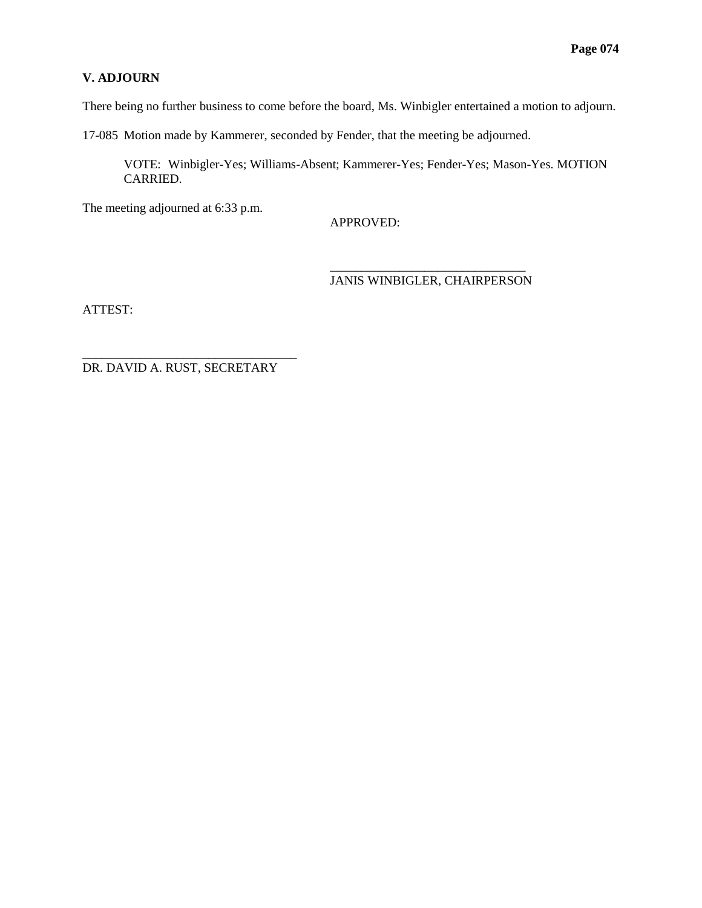### V. ADJOURN

There being no further business to come before the board, Ms. Winbigler entertained a motion to adjourn.

17-085 Motion made by Kammerer, seconded by Fender, that the meeting be adjourned.

> VOTE: Winbigler-Yes; Williams-Absent; Kammerer-Yes; Fender-Yes; Mason-Yes. MOTION CARRIED.

The meeting adjourned at 6:33 p.m.

APPROVED:

\_\_\_\_\_\_\_\_\_\_\_\_\_\_\_\_\_\_\_\_\_\_\_\_\_\_\_\_\_\_\_
JANIS WINBIGLER, CHAIRPERSON

ATTEST:

\_\_\_\_\_\_\_\_\_\_\_\_\_\_\_\_\_\_\_\_\_\_\_\_\_\_\_\_\_\_\_\_\_\_
DR. DAVID A. RUST, SECRETARY